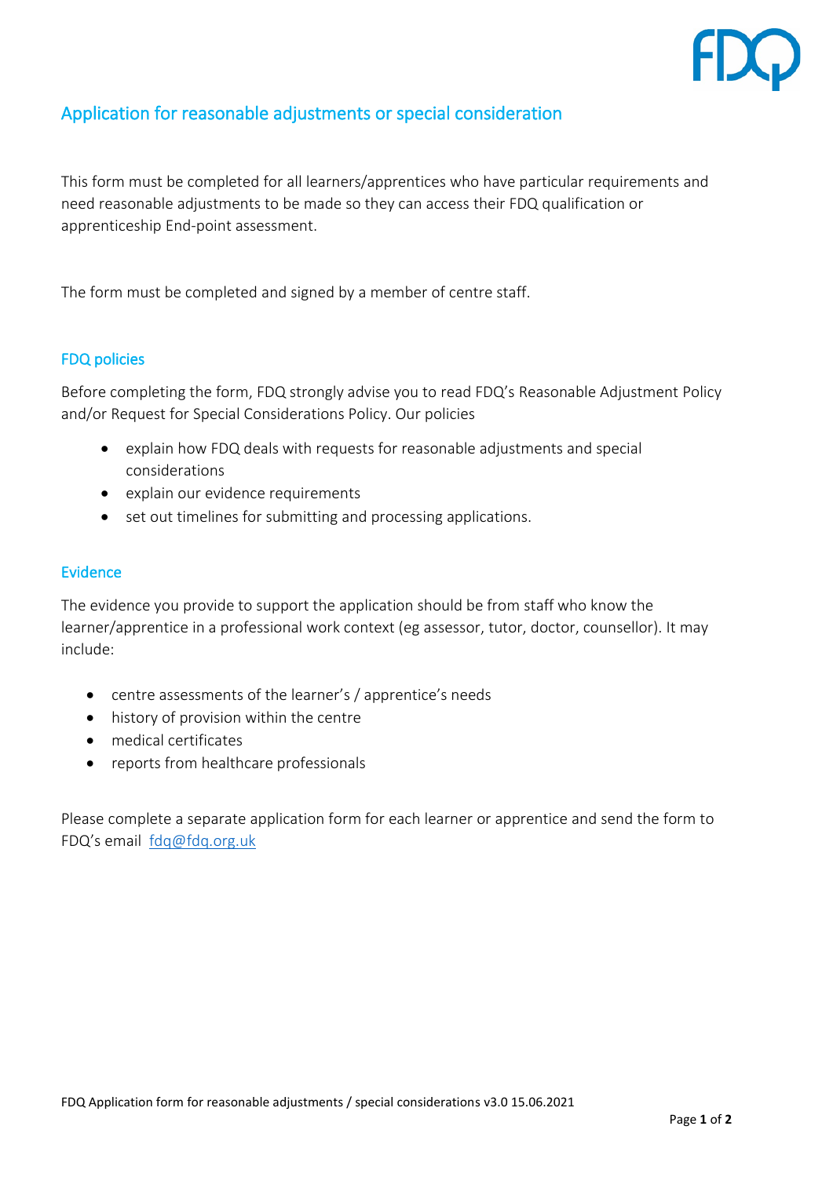# Application for reasonable adjustments or special consideration

This form must be completed for all learners/apprentices who have particular requirements and need reasonable adjustments to be made so they can access their FDQ qualification or apprenticeship End-point assessment.

The form must be completed and signed by a member of centre staff.

## FDQ policies

Before completing the form, FDQ strongly advise you to read FDQ's Reasonable Adjustment Policy and/or Request for Special Considerations Policy. Our policies

- explain how FDQ deals with requests for reasonable adjustments and special considerations
- explain our evidence requirements
- set out timelines for submitting and processing applications.

## Evidence

The evidence you provide to support the application should be from staff who know the learner/apprentice in a professional work context (eg assessor, tutor, doctor, counsellor). It may include:

- centre assessments of the learner's / apprentice's needs
- history of provision within the centre
- medical certificates
- reports from healthcare professionals

Please complete a separate application form for each learner or apprentice and send the form to FDQ's email fdq@fdq.org.uk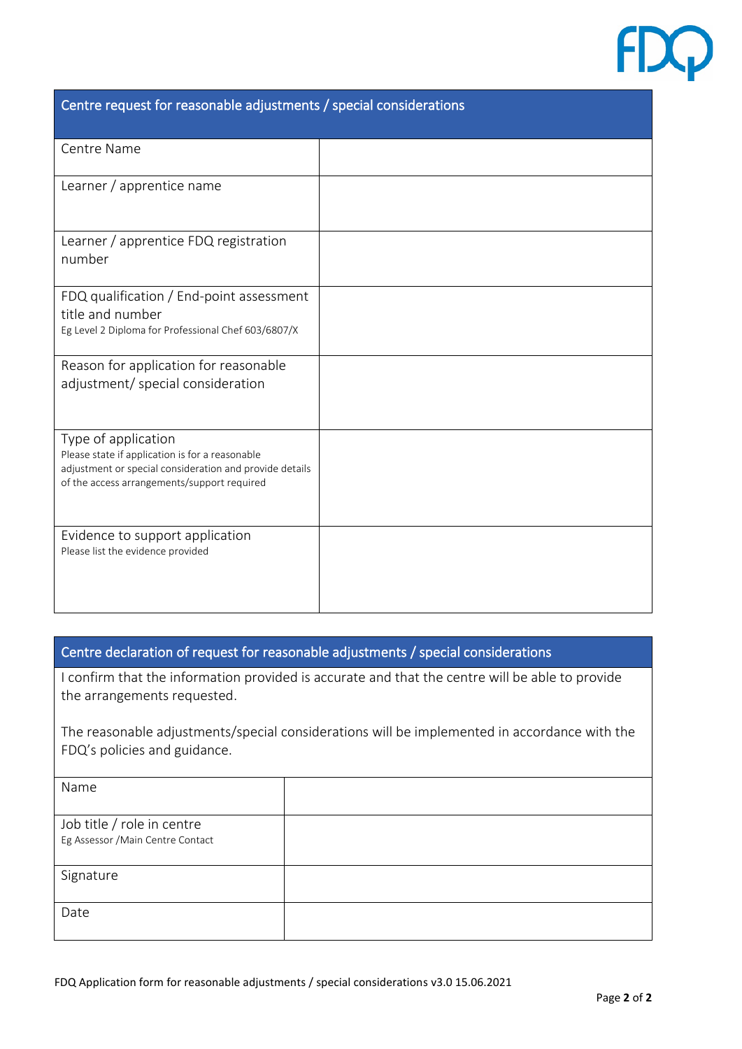| Centre request for reasonable adjustments / special considerations | |
|---|---|
| Centre Name | |
| Learner / apprentice name | |
| Learner / apprentice FDQ registration number | |
| FDQ qualification / End-point assessment title and number<br>Eg Level 2 Diploma for Professional Chef 603/6807/X | |
| Reason for application for reasonable adjustment/ special consideration | |
| Type of application<br>Please state if application is for a reasonable adjustment or special consideration and provide details of the access arrangements/support required | |
| Evidence to support application<br>Please list the evidence provided | |

| Centre declaration of request for reasonable adjustments / special considerations | |
|---|---|
| I confirm that the information provided is accurate and that the centre will be able to provide the arrangements requested.<br><br>The reasonable adjustments/special considerations will be implemented in accordance with the FDQ's policies and guidance. | |
| Name | |
| Job title / role in centre<br>Eg Assessor /Main Centre Contact | |
| Signature | |
| Date | |

FDQ Application form for reasonable adjustments / special considerations v3.0 15.06.2021